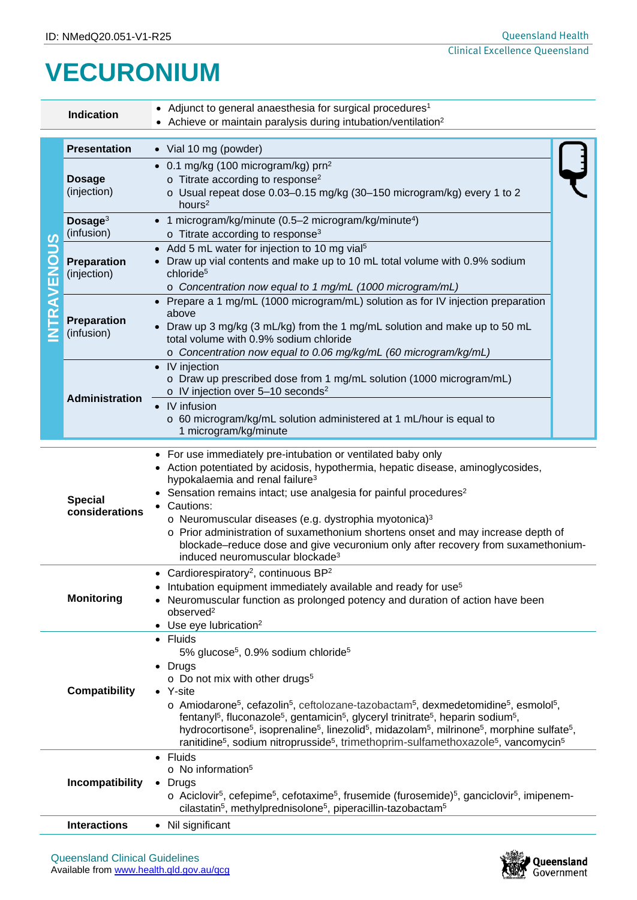ID: NMedQ20.051-V1-R25

# VECURONIUM

| | |
|---|---|
| **Indication** | • Adjunct to general anaesthesia for surgical procedures[1]<br>• Achieve or maintain paralysis during intubation/ventilation[2] |

**INTRAVENOUS**

| | |
|---|---|
| **Presentation** | • Vial 10 mg (powder) |
| **Dosage** (injection) | • 0.1 mg/kg (100 microgram/kg) prn[2]<br>  o Titrate according to response[2]<br>  o Usual repeat dose 0.03–0.15 mg/kg (30–150 microgram/kg) every 1 to 2 hours[2] |
| **Dosage**[3] (infusion) | • 1 microgram/kg/minute (0.5–2 microgram/kg/minute[4])<br>  o Titrate according to response[3] |
| **Preparation** (injection) | • Add 5 mL water for injection to 10 mg vial[5]<br>• Draw up vial contents and make up to 10 mL total volume with 0.9% sodium chloride[5]<br>  o *Concentration now equal to 1 mg/mL (1000 microgram/mL)* |
| **Preparation** (infusion) | • Prepare a 1 mg/mL (1000 microgram/mL) solution as for IV injection preparation above<br>• Draw up 3 mg/kg (3 mL/kg) from the 1 mg/mL solution and make up to 50 mL total volume with 0.9% sodium chloride<br>  o *Concentration now equal to 0.06 mg/kg/mL (60 microgram/kg/mL)* |
| **Administration** | • IV injection<br>  o Draw up prescribed dose from 1 mg/mL solution (1000 microgram/mL)<br>  o IV injection over 5–10 seconds[2]<br>• IV infusion<br>  o 60 microgram/kg/mL solution administered at 1 mL/hour is equal to 1 microgram/kg/minute |

| | |
|---|---|
| **Special considerations** | • For use immediately pre-intubation or ventilated baby only<br>• Action potentiated by acidosis, hypothermia, hepatic disease, aminoglycosides, hypokalaemia and renal failure[3]<br>• Sensation remains intact; use analgesia for painful procedures[2]<br>• Cautions:<br>  o Neuromuscular diseases (e.g. dystrophia myotonica)[3]<br>  o Prior administration of suxamethonium shortens onset and may increase depth of blockade–reduce dose and give vecuronium only after recovery from suxamethonium-induced neuromuscular blockade[3] |
| **Monitoring** | • Cardiorespiratory[2], continuous BP[2]<br>• Intubation equipment immediately available and ready for use[5]<br>• Neuromuscular function as prolonged potency and duration of action have been observed[2]<br>• Use eye lubrication[2] |
| **Compatibility** | • Fluids<br>  5% glucose[5], 0.9% sodium chloride[5]<br>• Drugs<br>  o Do not mix with other drugs[5]<br>• Y-site<br>  o Amiodarone[5], cefazolin[5], ceftolozane-tazobactam[5], dexmedetomidine[5], esmolol[5], fentanyl[5], fluconazole[5], gentamicin[5], glyceryl trinitrate[5], heparin sodium[5], hydrocortisone[5], isoprenaline[5], linezolid[5], midazolam[5], milrinone[5], morphine sulfate[5], ranitidine[5], sodium nitroprusside[5], trimethoprim-sulfamethoxazole[5], vancomycin[5] |
| **Incompatibility** | • Fluids<br>  o No information[5]<br>• Drugs<br>  o Aciclovir[5], cefepime[5], cefotaxime[5], frusemide (furosemide)[5], ganciclovir[5], imipenem-cilastatin[5], methylprednisolone[5], piperacillin-tazobactam[5] |
| **Interactions** | • Nil significant |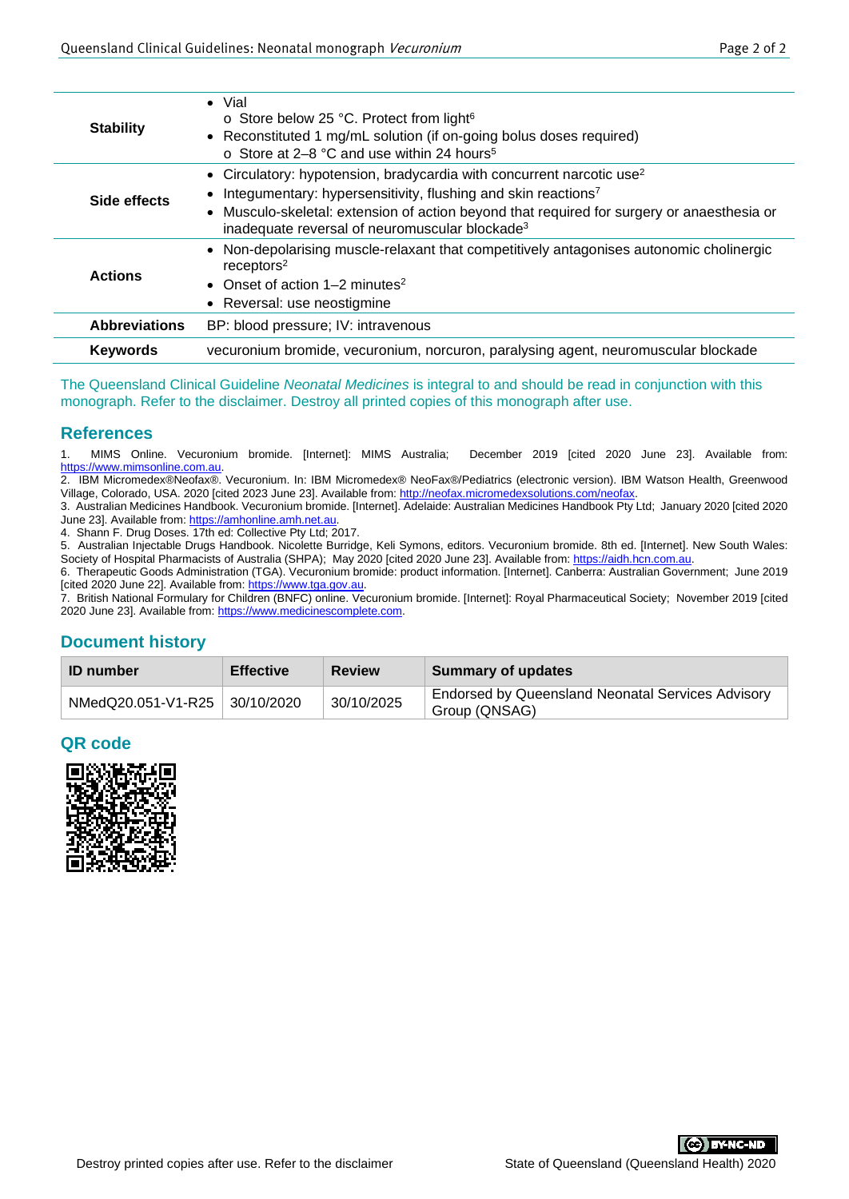| | |
|---|---|
| **Stability** | • Vial<br>  o Store below 25 °C. Protect from light[6]<br>• Reconstituted 1 mg/mL solution (if on-going bolus doses required)<br>  o Store at 2–8 °C and use within 24 hours[5] |
| **Side effects** | • Circulatory: hypotension, bradycardia with concurrent narcotic use[2]<br>• Integumentary: hypersensitivity, flushing and skin reactions[7]<br>• Musculo-skeletal: extension of action beyond that required for surgery or anaesthesia or inadequate reversal of neuromuscular blockade[3] |
| **Actions** | • Non-depolarising muscle-relaxant that competitively antagonises autonomic cholinergic receptors[2]<br>• Onset of action 1–2 minutes[2]<br>• Reversal: use neostigmine |
| **Abbreviations** | BP: blood pressure; IV: intravenous |
| **Keywords** | vecuronium bromide, vecuronium, norcuron, paralysing agent, neuromuscular blockade |

The Queensland Clinical Guideline *Neonatal Medicines* is integral to and should be read in conjunction with this monograph. Refer to the disclaimer. Destroy all printed copies of this monograph after use.

## References

1. MIMS Online. Vecuronium bromide. [Internet]: MIMS Australia; December 2019 [cited 2020 June 23]. Available from: https://www.mimsonline.com.au.
2. IBM Micromedex®Neofax®. Vecuronium. In: IBM Micromedex® NeoFax®/Pediatrics (electronic version). IBM Watson Health, Greenwood Village, Colorado, USA. 2020 [cited 2023 June 23]. Available from: http://neofax.micromedexsolutions.com/neofax.
3. Australian Medicines Handbook. Vecuronium bromide. [Internet]. Adelaide: Australian Medicines Handbook Pty Ltd; January 2020 [cited 2020 June 23]. Available from: https://amhonline.amh.net.au.
4. Shann F. Drug Doses. 17th ed: Collective Pty Ltd; 2017.
5. Australian Injectable Drugs Handbook. Nicolette Burridge, Keli Symons, editors. Vecuronium bromide. 8th ed. [Internet]. New South Wales: Society of Hospital Pharmacists of Australia (SHPA); May 2020 [cited 2020 June 23]. Available from: https://aidh.hcn.com.au.
6. Therapeutic Goods Administration (TGA). Vecuronium bromide: product information. [Internet]. Canberra: Australian Government; June 2019 [cited 2020 June 22]. Available from: https://www.tga.gov.au.
7. British National Formulary for Children (BNFC) online. Vecuronium bromide. [Internet]: Royal Pharmaceutical Society; November 2019 [cited 2020 June 23]. Available from: https://www.medicinescomplete.com.

## Document history

| ID number | Effective | Review | Summary of updates |
|---|---|---|---|
| NMedQ20.051-V1-R25 | 30/10/2020 | 30/10/2025 | Endorsed by Queensland Neonatal Services Advisory Group (QNSAG) |

## QR code

State of Queensland (Queensland Health) 2020